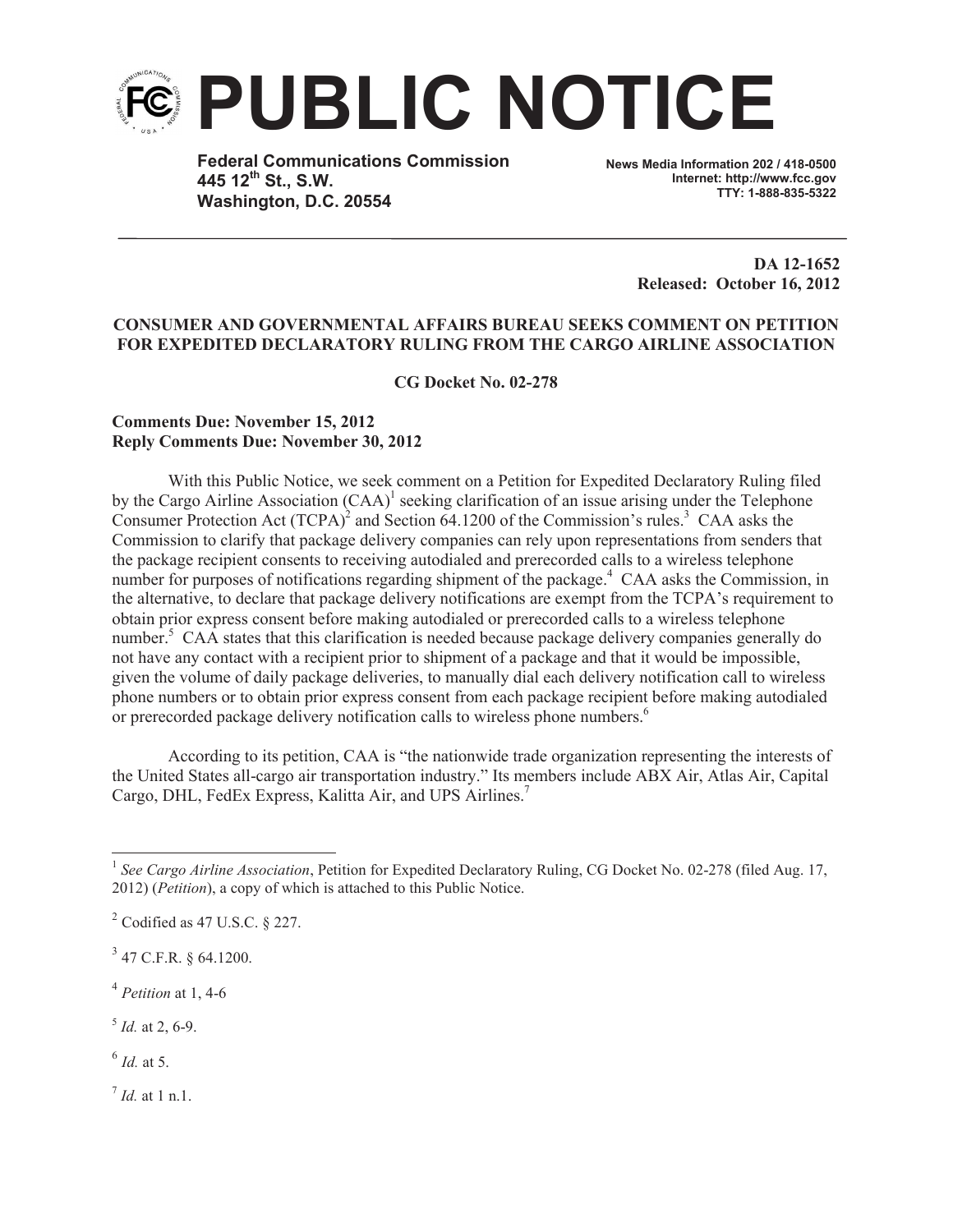# PUBLIC NOTICE

**Federal Communications Commission**
**445 12th St., S.W.**
**Washington, D.C. 20554**

**News Media Information 202 / 418-0500**
**Internet: http://www.fcc.gov**
**TTY: 1-888-835-5322**

**DA 12-1652**
**Released: October 16, 2012**

**CONSUMER AND GOVERNMENTAL AFFAIRS BUREAU SEEKS COMMENT ON PETITION FOR EXPEDITED DECLARATORY RULING FROM THE CARGO AIRLINE ASSOCIATION**

**CG Docket No. 02-278**

**Comments Due: November 15, 2012**
**Reply Comments Due: November 30, 2012**

With this Public Notice, we seek comment on a Petition for Expedited Declaratory Ruling filed by the Cargo Airline Association (CAA)[1] seeking clarification of an issue arising under the Telephone Consumer Protection Act (TCPA)[2] and Section 64.1200 of the Commission's rules.[3] CAA asks the Commission to clarify that package delivery companies can rely upon representations from senders that the package recipient consents to receiving autodialed and prerecorded calls to a wireless telephone number for purposes of notifications regarding shipment of the package.[4] CAA asks the Commission, in the alternative, to declare that package delivery notifications are exempt from the TCPA's requirement to obtain prior express consent before making autodialed or prerecorded calls to a wireless telephone number.[5] CAA states that this clarification is needed because package delivery companies generally do not have any contact with a recipient prior to shipment of a package and that it would be impossible, given the volume of daily package deliveries, to manually dial each delivery notification call to wireless phone numbers or to obtain prior express consent from each package recipient before making autodialed or prerecorded package delivery notification calls to wireless phone numbers.[6]

According to its petition, CAA is "the nationwide trade organization representing the interests of the United States all-cargo air transportation industry." Its members include ABX Air, Atlas Air, Capital Cargo, DHL, FedEx Express, Kalitta Air, and UPS Airlines.[7]

---

[1] *See Cargo Airline Association*, Petition for Expedited Declaratory Ruling, CG Docket No. 02-278 (filed Aug. 17, 2012) (*Petition*), a copy of which is attached to this Public Notice.

[2] Codified as 47 U.S.C. § 227.

[3] 47 C.F.R. § 64.1200.

[4] *Petition* at 1, 4-6

[5] *Id.* at 2, 6-9.

[6] *Id.* at 5.

[7] *Id.* at 1 n.1.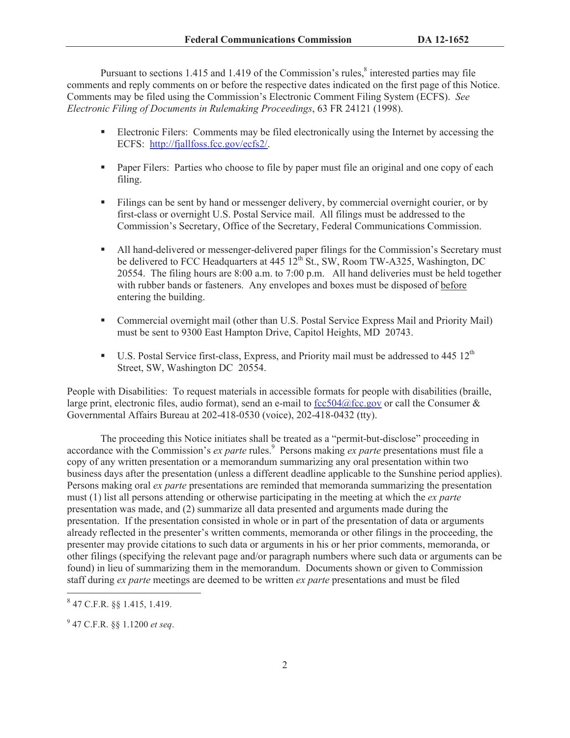Pursuant to sections 1.415 and 1.419 of the Commission's rules,[8] interested parties may file comments and reply comments on or before the respective dates indicated on the first page of this Notice. Comments may be filed using the Commission's Electronic Comment Filing System (ECFS). *See Electronic Filing of Documents in Rulemaking Proceedings*, 63 FR 24121 (1998).

- Electronic Filers: Comments may be filed electronically using the Internet by accessing the ECFS: http://fjallfoss.fcc.gov/ecfs2/.

- Paper Filers: Parties who choose to file by paper must file an original and one copy of each filing.

- Filings can be sent by hand or messenger delivery, by commercial overnight courier, or by first-class or overnight U.S. Postal Service mail. All filings must be addressed to the Commission's Secretary, Office of the Secretary, Federal Communications Commission.

- All hand-delivered or messenger-delivered paper filings for the Commission's Secretary must be delivered to FCC Headquarters at 445 12th St., SW, Room TW-A325, Washington, DC 20554. The filing hours are 8:00 a.m. to 7:00 p.m. All hand deliveries must be held together with rubber bands or fasteners. Any envelopes and boxes must be disposed of before entering the building.

- Commercial overnight mail (other than U.S. Postal Service Express Mail and Priority Mail) must be sent to 9300 East Hampton Drive, Capitol Heights, MD 20743.

- U.S. Postal Service first-class, Express, and Priority mail must be addressed to 445 12th Street, SW, Washington DC 20554.

People with Disabilities: To request materials in accessible formats for people with disabilities (braille, large print, electronic files, audio format), send an e-mail to fcc504@fcc.gov or call the Consumer & Governmental Affairs Bureau at 202-418-0530 (voice), 202-418-0432 (tty).

The proceeding this Notice initiates shall be treated as a "permit-but-disclose" proceeding in accordance with the Commission's *ex parte* rules.[9] Persons making *ex parte* presentations must file a copy of any written presentation or a memorandum summarizing any oral presentation within two business days after the presentation (unless a different deadline applicable to the Sunshine period applies). Persons making oral *ex parte* presentations are reminded that memoranda summarizing the presentation must (1) list all persons attending or otherwise participating in the meeting at which the *ex parte* presentation was made, and (2) summarize all data presented and arguments made during the presentation. If the presentation consisted in whole or in part of the presentation of data or arguments already reflected in the presenter's written comments, memoranda or other filings in the proceeding, the presenter may provide citations to such data or arguments in his or her prior comments, memoranda, or other filings (specifying the relevant page and/or paragraph numbers where such data or arguments can be found) in lieu of summarizing them in the memorandum. Documents shown or given to Commission staff during *ex parte* meetings are deemed to be written *ex parte* presentations and must be filed

---

[8] 47 C.F.R. §§ 1.415, 1.419.

[9] 47 C.F.R. §§ 1.1200 *et seq*.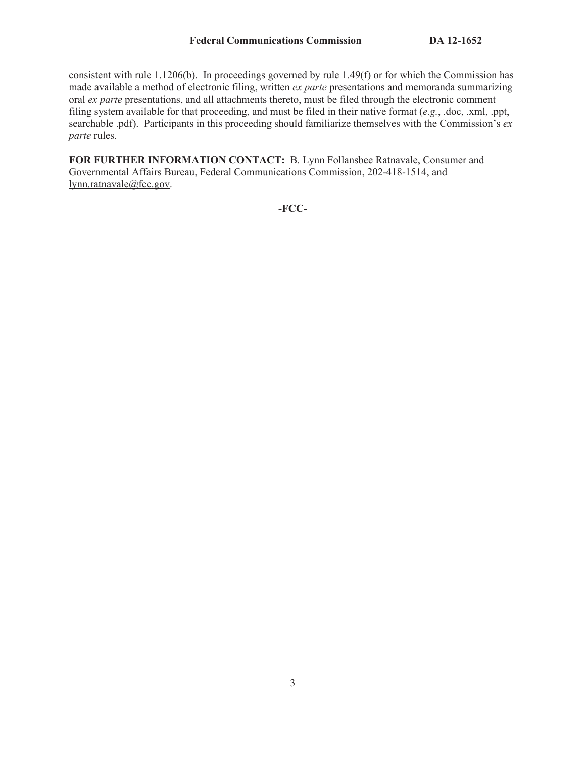consistent with rule 1.1206(b). In proceedings governed by rule 1.49(f) or for which the Commission has made available a method of electronic filing, written *ex parte* presentations and memoranda summarizing oral *ex parte* presentations, and all attachments thereto, must be filed through the electronic comment filing system available for that proceeding, and must be filed in their native format (*e.g.*, .doc, .xml, .ppt, searchable .pdf). Participants in this proceeding should familiarize themselves with the Commission's *ex parte* rules.

**FOR FURTHER INFORMATION CONTACT:** B. Lynn Follansbee Ratnavale, Consumer and Governmental Affairs Bureau, Federal Communications Commission, 202-418-1514, and lynn.ratnavale@fcc.gov.

**-FCC-**